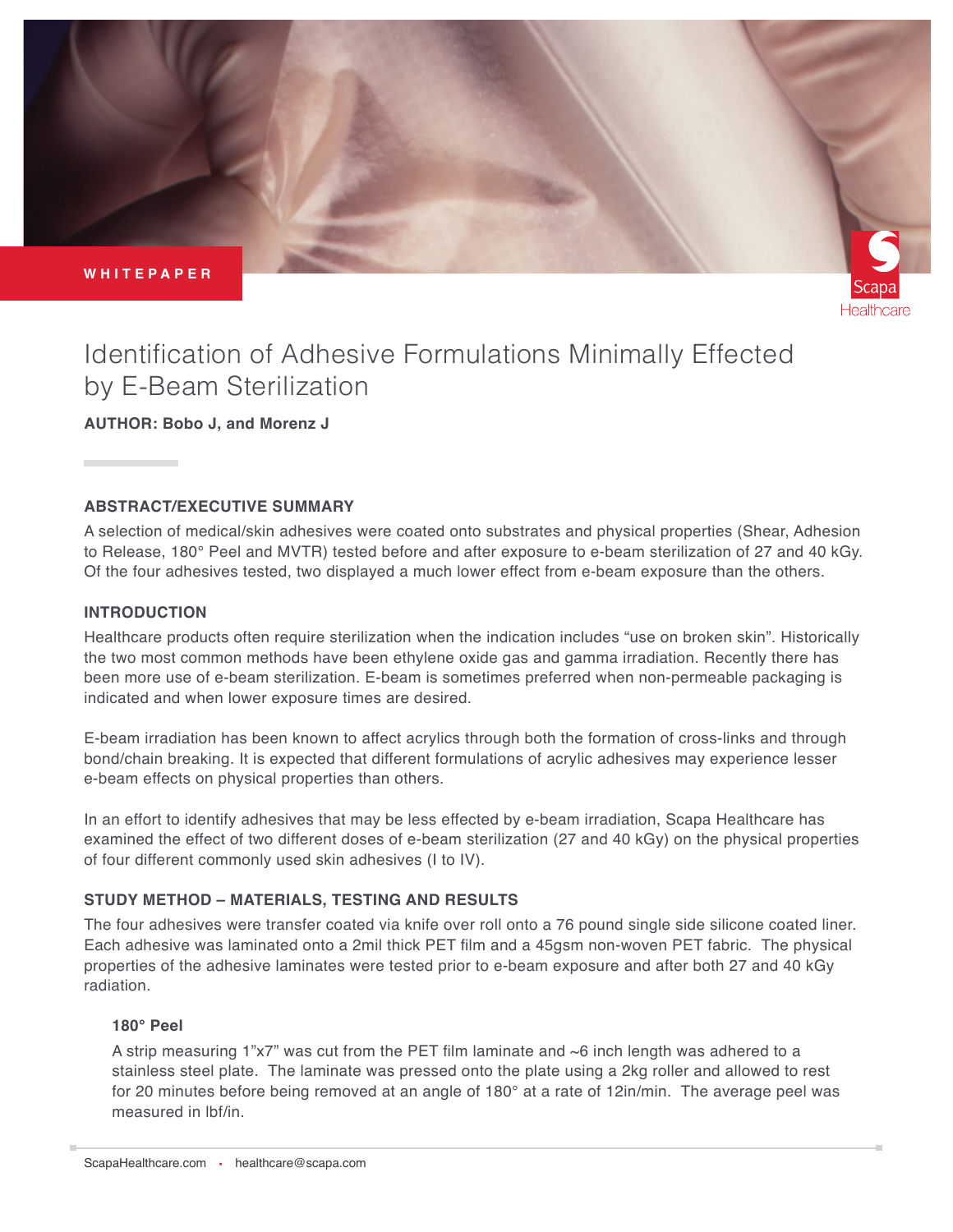WHITEPAPER

# Identification of Adhesive Formulations Minimally Effected by E-Beam Sterilization

**AUTHOR: Bobo J, and Morenz J**

## ABSTRACT/EXECUTIVE SUMMARY

A selection of medical/skin adhesives were coated onto substrates and physical properties (Shear, Adhesion to Release, 180° Peel and MVTR) tested before and after exposure to e-beam sterilization of 27 and 40 kGy. Of the four adhesives tested, two displayed a much lower effect from e-beam exposure than the others.

## INTRODUCTION

Healthcare products often require sterilization when the indication includes "use on broken skin". Historically the two most common methods have been ethylene oxide gas and gamma irradiation. Recently there has been more use of e-beam sterilization. E-beam is sometimes preferred when non-permeable packaging is indicated and when lower exposure times are desired.

E-beam irradiation has been known to affect acrylics through both the formation of cross-links and through bond/chain breaking. It is expected that different formulations of acrylic adhesives may experience lesser e-beam effects on physical properties than others.

In an effort to identify adhesives that may be less effected by e-beam irradiation, Scapa Healthcare has examined the effect of two different doses of e-beam sterilization (27 and 40 kGy) on the physical properties of four different commonly used skin adhesives (I to IV).

## STUDY METHOD – MATERIALS, TESTING AND RESULTS

The four adhesives were transfer coated via knife over roll onto a 76 pound single side silicone coated liner. Each adhesive was laminated onto a 2mil thick PET film and a 45gsm non-woven PET fabric. The physical properties of the adhesive laminates were tested prior to e-beam exposure and after both 27 and 40 kGy radiation.

### 180° Peel

A strip measuring 1"x7" was cut from the PET film laminate and ~6 inch length was adhered to a stainless steel plate. The laminate was pressed onto the plate using a 2kg roller and allowed to rest for 20 minutes before being removed at an angle of 180° at a rate of 12in/min. The average peel was measured in lbf/in.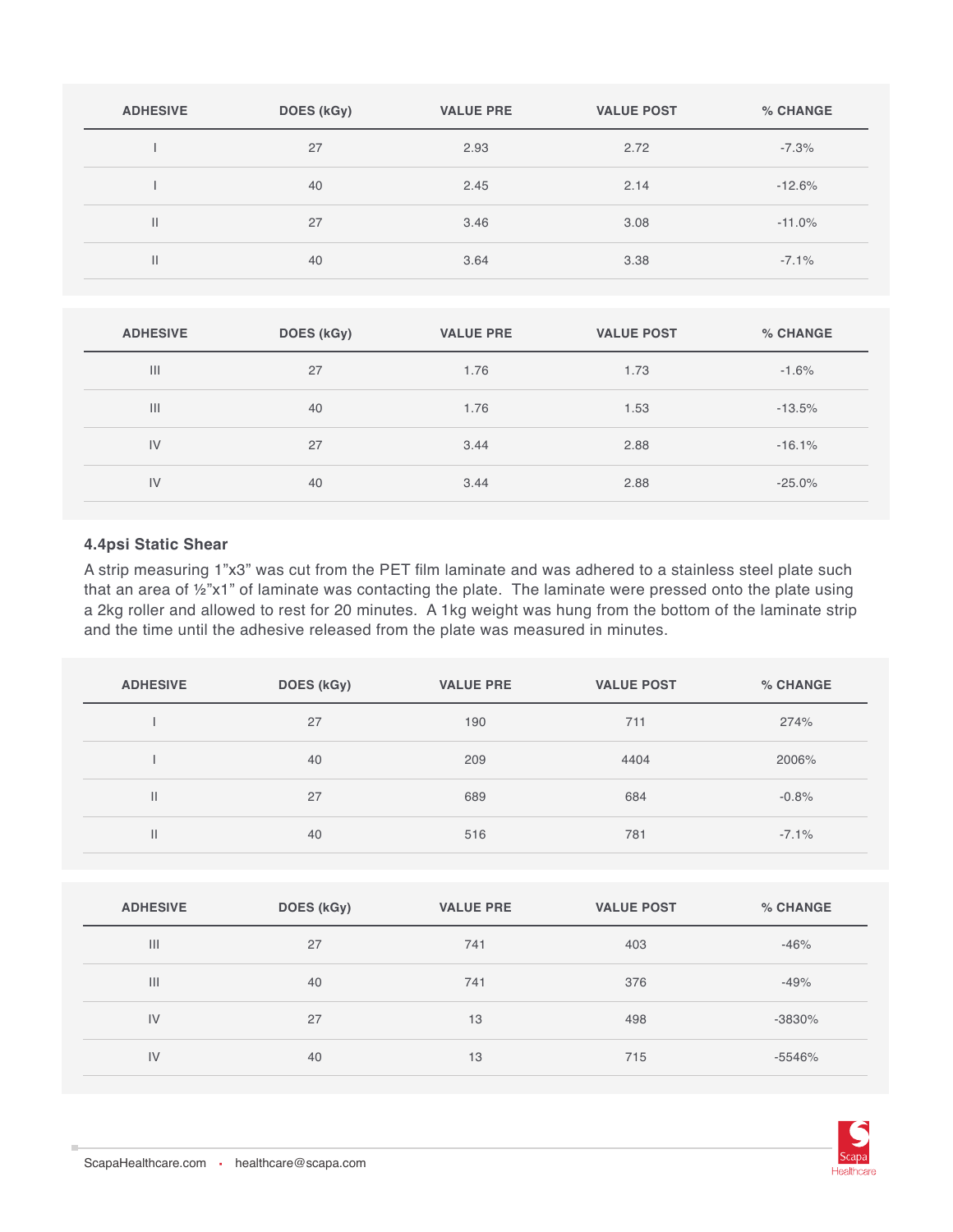| ADHESIVE | DOES (kGy) | VALUE PRE | VALUE POST | % CHANGE |
|---|---|---|---|---|
| I | 27 | 2.93 | 2.72 | -7.3% |
| I | 40 | 2.45 | 2.14 | -12.6% |
| II | 27 | 3.46 | 3.08 | -11.0% |
| II | 40 | 3.64 | 3.38 | -7.1% |

| ADHESIVE | DOES (kGy) | VALUE PRE | VALUE POST | % CHANGE |
|---|---|---|---|---|
| III | 27 | 1.76 | 1.73 | -1.6% |
| III | 40 | 1.76 | 1.53 | -13.5% |
| IV | 27 | 3.44 | 2.88 | -16.1% |
| IV | 40 | 3.44 | 2.88 | -25.0% |

### 4.4psi Static Shear

A strip measuring 1"x3" was cut from the PET film laminate and was adhered to a stainless steel plate such that an area of ½"x1" of laminate was contacting the plate. The laminate were pressed onto the plate using a 2kg roller and allowed to rest for 20 minutes. A 1kg weight was hung from the bottom of the laminate strip and the time until the adhesive released from the plate was measured in minutes.

| ADHESIVE | DOES (kGy) | VALUE PRE | VALUE POST | % CHANGE |
|---|---|---|---|---|
| I | 27 | 190 | 711 | 274% |
| I | 40 | 209 | 4404 | 2006% |
| II | 27 | 689 | 684 | -0.8% |
| II | 40 | 516 | 781 | -7.1% |

| ADHESIVE | DOES (kGy) | VALUE PRE | VALUE POST | % CHANGE |
|---|---|---|---|---|
| III | 27 | 741 | 403 | -46% |
| III | 40 | 741 | 376 | -49% |
| IV | 27 | 13 | 498 | -3830% |
| IV | 40 | 13 | 715 | -5546% |

ScapaHealthcare.com • healthcare@scapa.com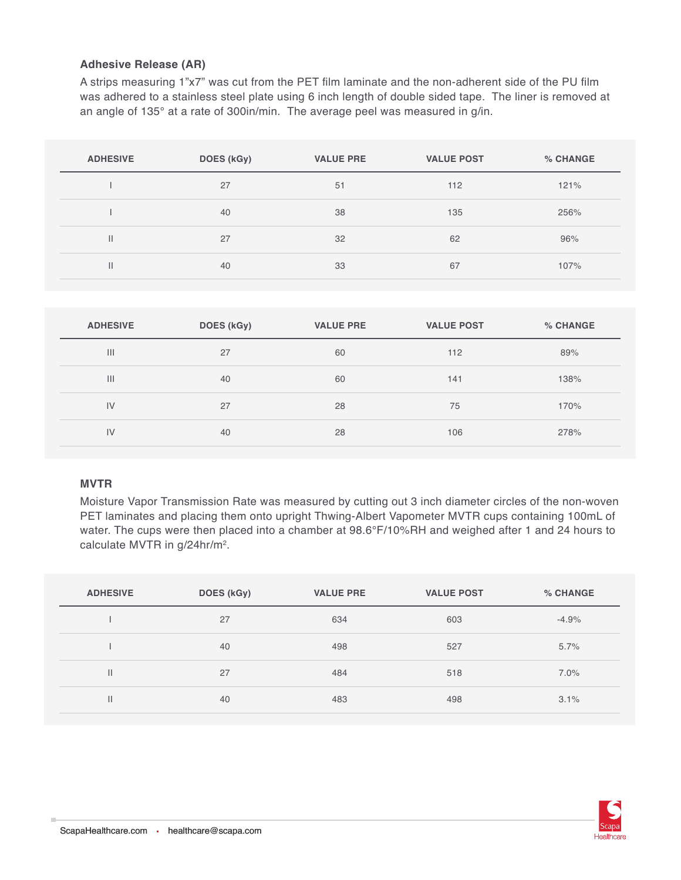### Adhesive Release (AR)

A strips measuring 1"x7" was cut from the PET film laminate and the non-adherent side of the PU film was adhered to a stainless steel plate using 6 inch length of double sided tape. The liner is removed at an angle of 135° at a rate of 300in/min. The average peel was measured in g/in.

| ADHESIVE | DOES (kGy) | VALUE PRE | VALUE POST | % CHANGE |
|---|---|---|---|---|
| I | 27 | 51 | 112 | 121% |
| I | 40 | 38 | 135 | 256% |
| II | 27 | 32 | 62 | 96% |
| II | 40 | 33 | 67 | 107% |

| ADHESIVE | DOES (kGy) | VALUE PRE | VALUE POST | % CHANGE |
|---|---|---|---|---|
| III | 27 | 60 | 112 | 89% |
| III | 40 | 60 | 141 | 138% |
| IV | 27 | 28 | 75 | 170% |
| IV | 40 | 28 | 106 | 278% |

### MVTR

Moisture Vapor Transmission Rate was measured by cutting out 3 inch diameter circles of the non-woven PET laminates and placing them onto upright Thwing-Albert Vapometer MVTR cups containing 100mL of water. The cups were then placed into a chamber at 98.6°F/10%RH and weighed after 1 and 24 hours to calculate MVTR in g/24hr/m$^2$.

| ADHESIVE | DOES (kGy) | VALUE PRE | VALUE POST | % CHANGE |
|---|---|---|---|---|
| I | 27 | 634 | 603 | -4.9% |
| I | 40 | 498 | 527 | 5.7% |
| II | 27 | 484 | 518 | 7.0% |
| II | 40 | 483 | 498 | 3.1% |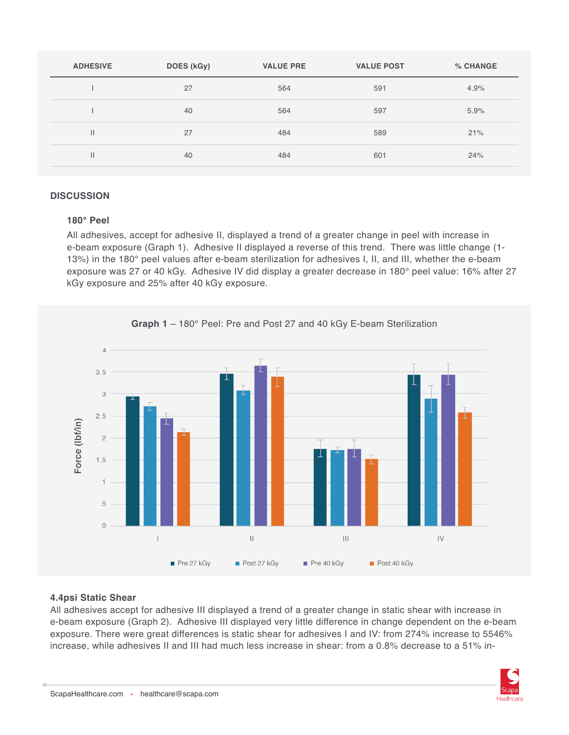| ADHESIVE | DOES (kGy) | VALUE PRE | VALUE POST | % CHANGE |
|---|---|---|---|---|
| I | 27 | 564 | 591 | 4.9% |
| I | 40 | 564 | 597 | 5.9% |
| II | 27 | 484 | 589 | 21% |
| II | 40 | 484 | 601 | 24% |

## DISCUSSION

### 180° Peel

All adhesives, accept for adhesive II, displayed a trend of a greater change in peel with increase in e-beam exposure (Graph 1). Adhesive II displayed a reverse of this trend. There was little change (1-13%) in the 180° peel values after e-beam sterilization for adhesives I, II, and III, whether the e-beam exposure was 27 or 40 kGy. Adhesive IV did display a greater decrease in 180° peel value: 16% after 27 kGy exposure and 25% after 40 kGy exposure.

**Graph 1** – 180° Peel: Pre and Post 27 and 40 kGy E-beam Sterilization

### 4.4psi Static Shear

All adhesives accept for adhesive III displayed a trend of a greater change in static shear with increase in e-beam exposure (Graph 2). Adhesive III displayed very little difference in change dependent on the e-beam exposure. There were great differences is static shear for adhesives I and IV: from 274% increase to 5546% increase, while adhesives II and III had much less increase in shear: from a 0.8% decrease to a 51% in-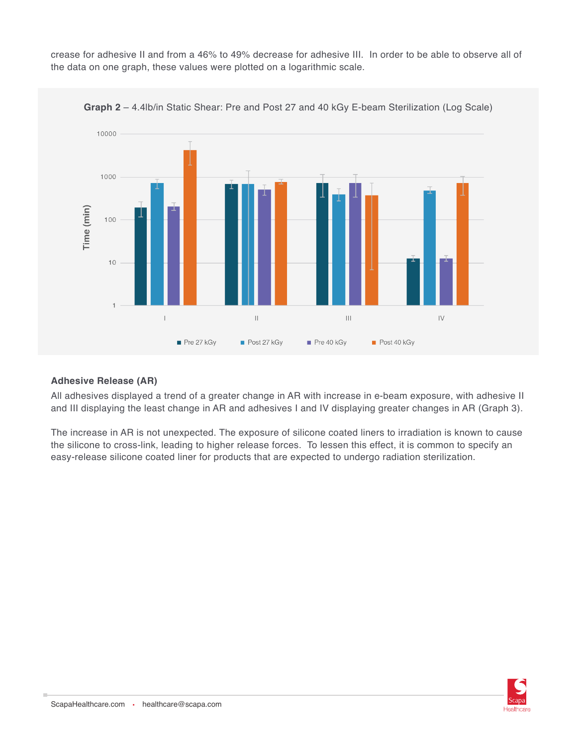crease for adhesive II and from a 46% to 49% decrease for adhesive III. In order to be able to observe all of the data on one graph, these values were plotted on a logarithmic scale.

**Graph 2** – 4.4lb/in Static Shear: Pre and Post 27 and 40 kGy E-beam Sterilization (Log Scale)

### Adhesive Release (AR)

All adhesives displayed a trend of a greater change in AR with increase in e-beam exposure, with adhesive II and III displaying the least change in AR and adhesives I and IV displaying greater changes in AR (Graph 3).

The increase in AR is not unexpected. The exposure of silicone coated liners to irradiation is known to cause the silicone to cross-link, leading to higher release forces. To lessen this effect, it is common to specify an easy-release silicone coated liner for products that are expected to undergo radiation sterilization.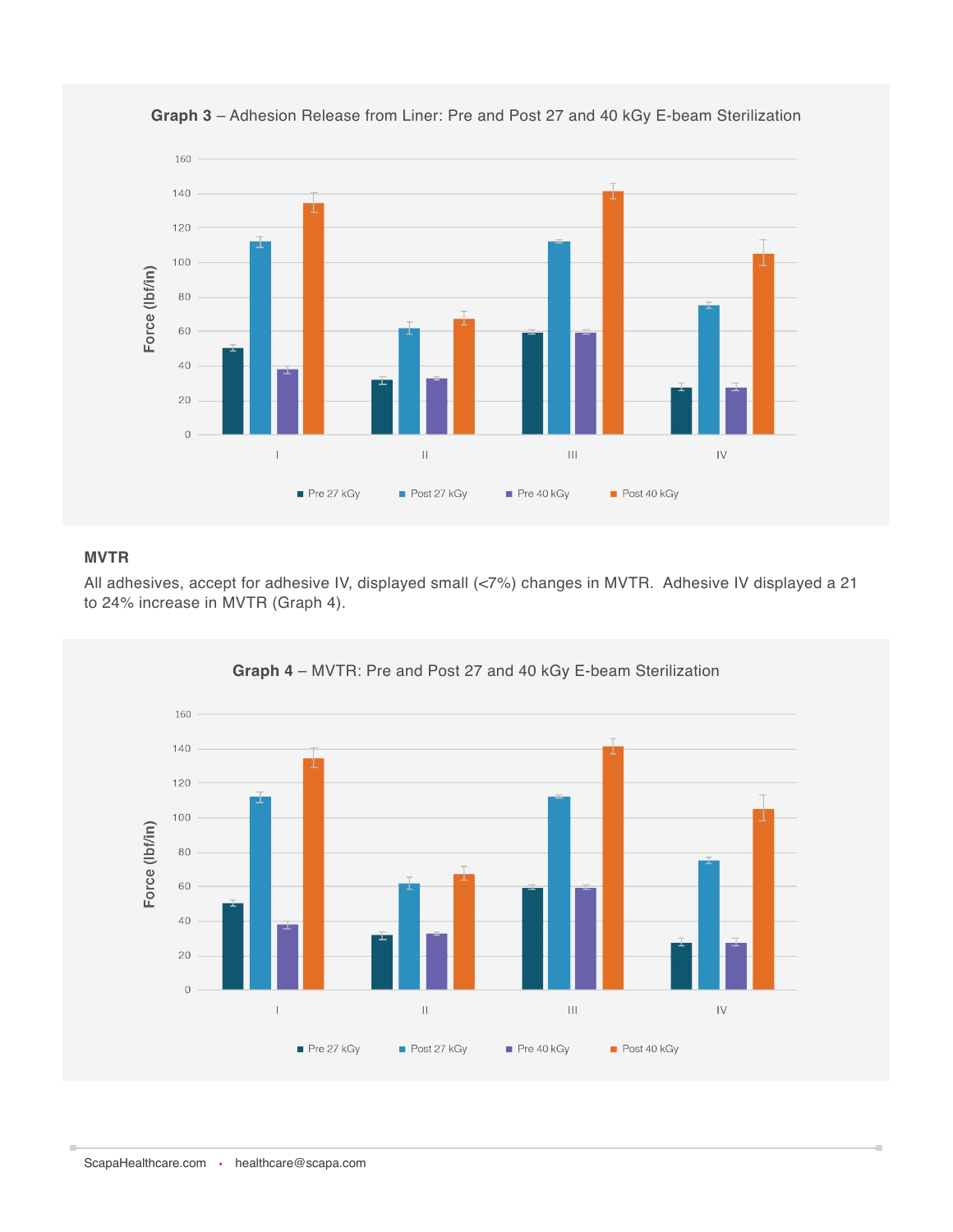**Graph 3** – Adhesion Release from Liner: Pre and Post 27 and 40 kGy E-beam Sterilization

| Adhesive | Pre 27 kGy | Post 27 kGy | Pre 40 kGy | Post 40 kGy |
|---|---|---|---|---|
| I | ~50 | ~112 | ~38 | ~134 |
| II | ~32 | ~62 | ~33 | ~67 |
| III | ~59 | ~112 | ~59 | ~141 |
| IV | ~27 | ~75 | ~27 | ~105 |

Y-axis: Force (lbf/in), 0–160. Values are approximate readings from the bar chart.

## MVTR

All adhesives, accept for adhesive IV, displayed small (<7%) changes in MVTR. Adhesive IV displayed a 21 to 24% increase in MVTR (Graph 4).

**Graph 4** – MVTR: Pre and Post 27 and 40 kGy E-beam Sterilization

| Adhesive | Pre 27 kGy | Post 27 kGy | Pre 40 kGy | Post 40 kGy |
|---|---|---|---|---|
| I | ~50 | ~112 | ~38 | ~134 |
| II | ~32 | ~62 | ~33 | ~67 |
| III | ~59 | ~112 | ~59 | ~141 |
| IV | ~27 | ~75 | ~27 | ~105 |

Y-axis: Force (lbf/in), 0–160. Values are approximate readings from the bar chart.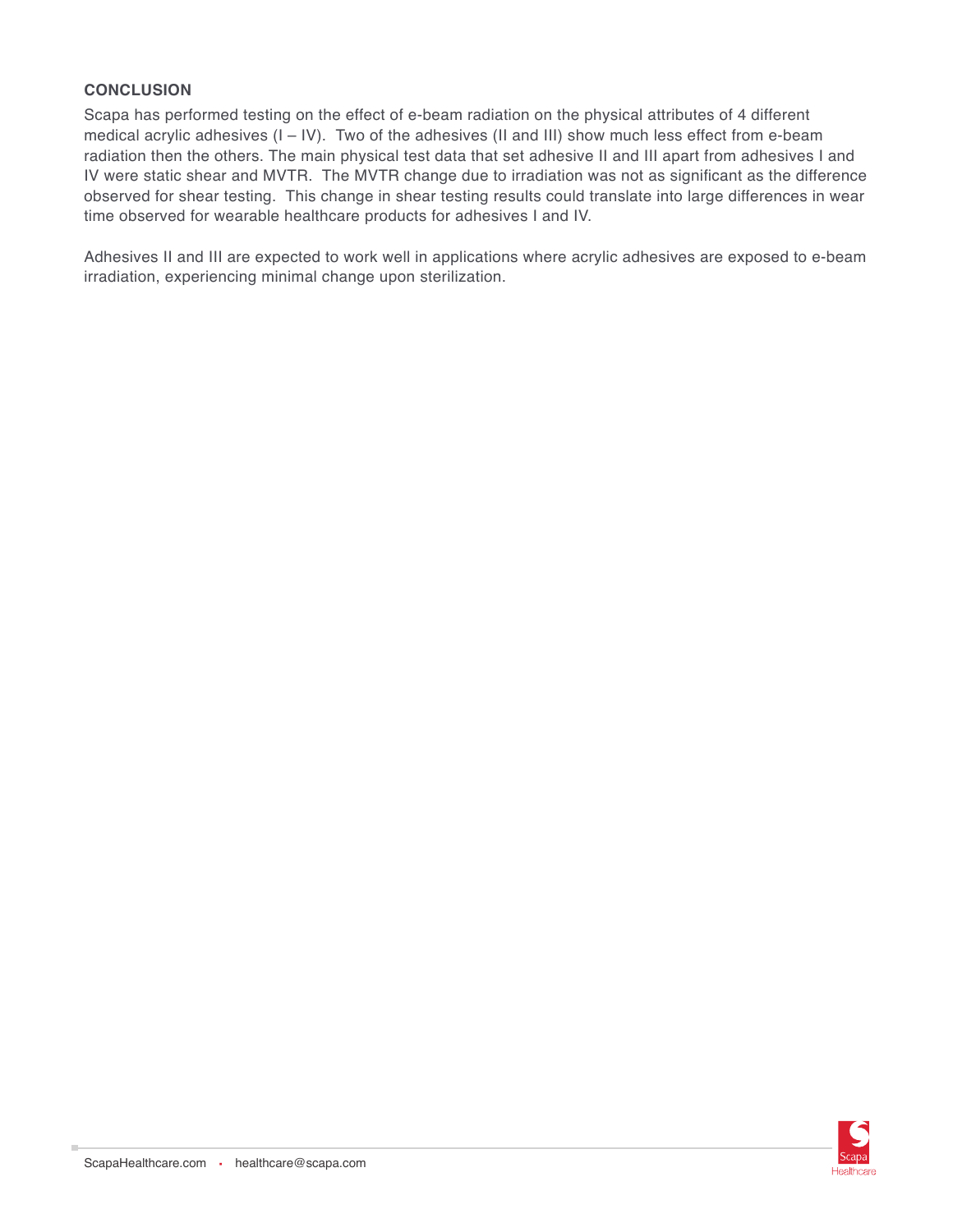## CONCLUSION

Scapa has performed testing on the effect of e-beam radiation on the physical attributes of 4 different medical acrylic adhesives (I – IV). Two of the adhesives (II and III) show much less effect from e-beam radiation then the others. The main physical test data that set adhesive II and III apart from adhesives I and IV were static shear and MVTR. The MVTR change due to irradiation was not as significant as the difference observed for shear testing. This change in shear testing results could translate into large differences in wear time observed for wearable healthcare products for adhesives I and IV.

Adhesives II and III are expected to work well in applications where acrylic adhesives are exposed to e-beam irradiation, experiencing minimal change upon sterilization.